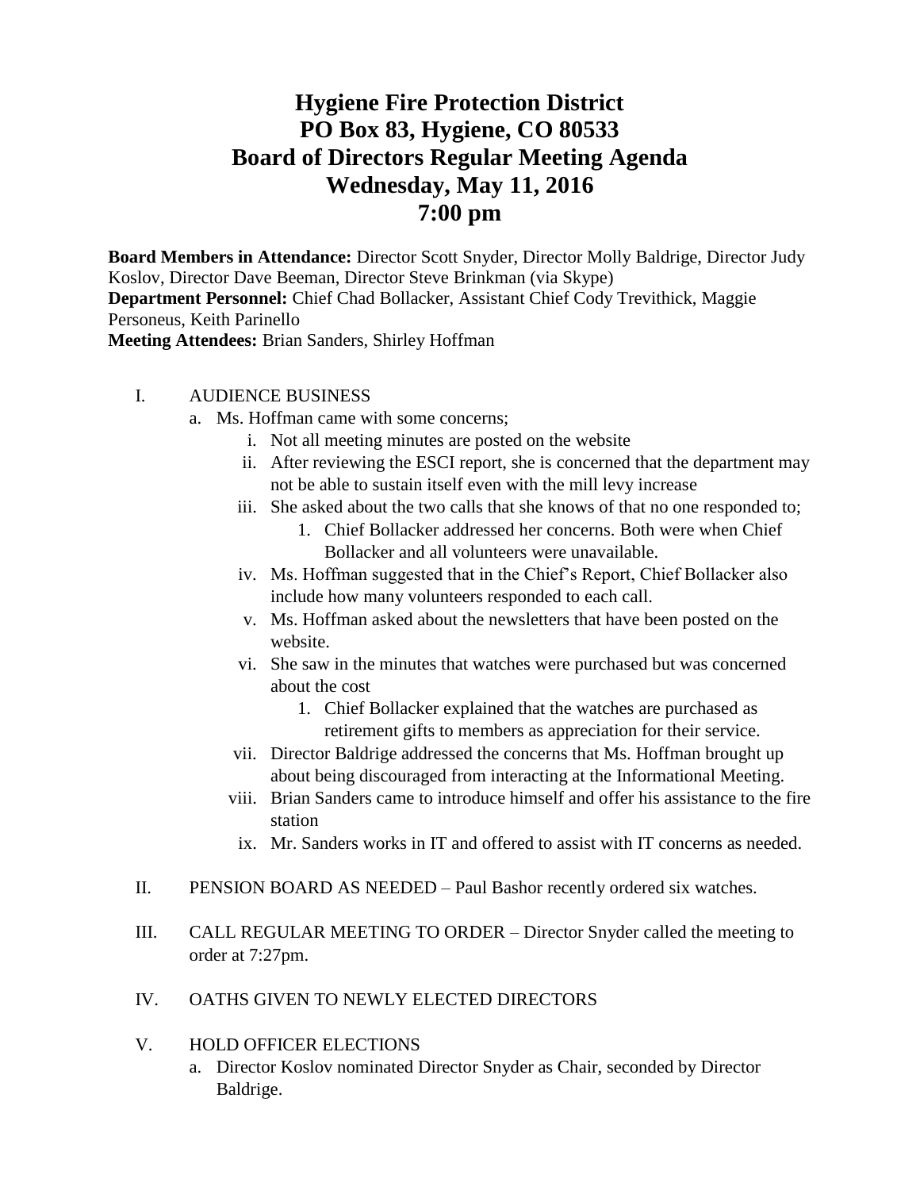# Hygiene Fire Protection District
# PO Box 83, Hygiene, CO 80533
# Board of Directors Regular Meeting Agenda
# Wednesday, May 11, 2016
# 7:00 pm

**Board Members in Attendance:** Director Scott Snyder, Director Molly Baldrige, Director Judy Koslov, Director Dave Beeman, Director Steve Brinkman (via Skype)
**Department Personnel:** Chief Chad Bollacker, Assistant Chief Cody Trevithick, Maggie Personeus, Keith Parinello
**Meeting Attendees:** Brian Sanders, Shirley Hoffman

I. AUDIENCE BUSINESS
   a. Ms. Hoffman came with some concerns;
      i. Not all meeting minutes are posted on the website
      ii. After reviewing the ESCI report, she is concerned that the department may not be able to sustain itself even with the mill levy increase
      iii. She asked about the two calls that she knows of that no one responded to;
         1. Chief Bollacker addressed her concerns. Both were when Chief Bollacker and all volunteers were unavailable.
      iv. Ms. Hoffman suggested that in the Chief's Report, Chief Bollacker also include how many volunteers responded to each call.
      v. Ms. Hoffman asked about the newsletters that have been posted on the website.
      vi. She saw in the minutes that watches were purchased but was concerned about the cost
         1. Chief Bollacker explained that the watches are purchased as retirement gifts to members as appreciation for their service.
      vii. Director Baldrige addressed the concerns that Ms. Hoffman brought up about being discouraged from interacting at the Informational Meeting.
      viii. Brian Sanders came to introduce himself and offer his assistance to the fire station
      ix. Mr. Sanders works in IT and offered to assist with IT concerns as needed.

II. PENSION BOARD AS NEEDED – Paul Bashor recently ordered six watches.

III. CALL REGULAR MEETING TO ORDER – Director Snyder called the meeting to order at 7:27pm.

IV. OATHS GIVEN TO NEWLY ELECTED DIRECTORS

V. HOLD OFFICER ELECTIONS
   a. Director Koslov nominated Director Snyder as Chair, seconded by Director Baldrige.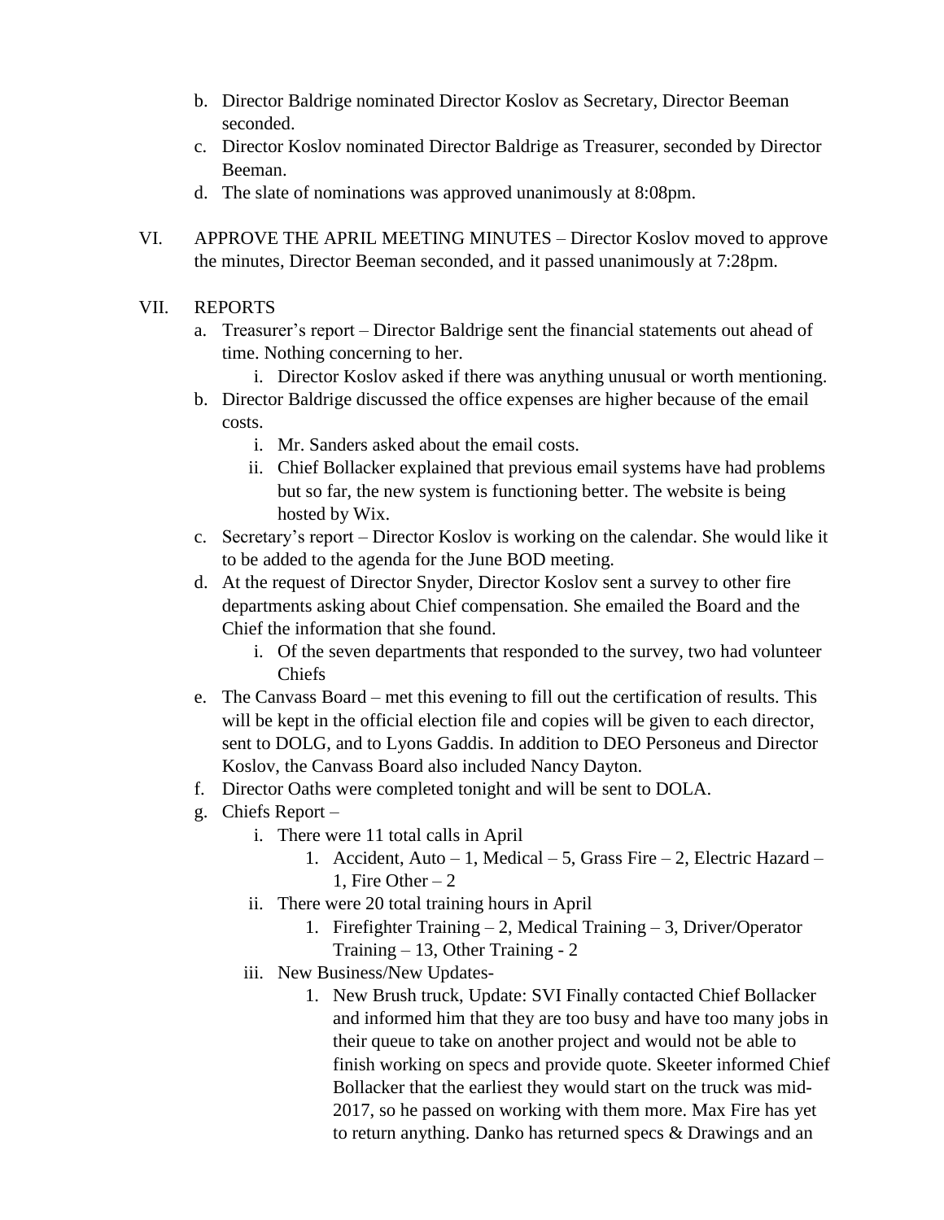b. Director Baldrige nominated Director Koslov as Secretary, Director Beeman seconded.
c. Director Koslov nominated Director Baldrige as Treasurer, seconded by Director Beeman.
d. The slate of nominations was approved unanimously at 8:08pm.

VI. APPROVE THE APRIL MEETING MINUTES – Director Koslov moved to approve the minutes, Director Beeman seconded, and it passed unanimously at 7:28pm.

VII. REPORTS

a. Treasurer's report – Director Baldrige sent the financial statements out ahead of time. Nothing concerning to her.
    i. Director Koslov asked if there was anything unusual or worth mentioning.
b. Director Baldrige discussed the office expenses are higher because of the email costs.
    i. Mr. Sanders asked about the email costs.
    ii. Chief Bollacker explained that previous email systems have had problems but so far, the new system is functioning better. The website is being hosted by Wix.
c. Secretary's report – Director Koslov is working on the calendar. She would like it to be added to the agenda for the June BOD meeting.
d. At the request of Director Snyder, Director Koslov sent a survey to other fire departments asking about Chief compensation. She emailed the Board and the Chief the information that she found.
    i. Of the seven departments that responded to the survey, two had volunteer Chiefs
e. The Canvass Board – met this evening to fill out the certification of results. This will be kept in the official election file and copies will be given to each director, sent to DOLG, and to Lyons Gaddis. In addition to DEO Personeus and Director Koslov, the Canvass Board also included Nancy Dayton.
f. Director Oaths were completed tonight and will be sent to DOLA.
g. Chiefs Report –
    i. There were 11 total calls in April
        1. Accident, Auto – 1, Medical – 5, Grass Fire – 2, Electric Hazard – 1, Fire Other – 2
    ii. There were 20 total training hours in April
        1. Firefighter Training – 2, Medical Training – 3, Driver/Operator Training – 13, Other Training - 2
    iii. New Business/New Updates-
        1. New Brush truck, Update: SVI Finally contacted Chief Bollacker and informed him that they are too busy and have too many jobs in their queue to take on another project and would not be able to finish working on specs and provide quote. Skeeter informed Chief Bollacker that the earliest they would start on the truck was mid-2017, so he passed on working with them more. Max Fire has yet to return anything. Danko has returned specs & Drawings and an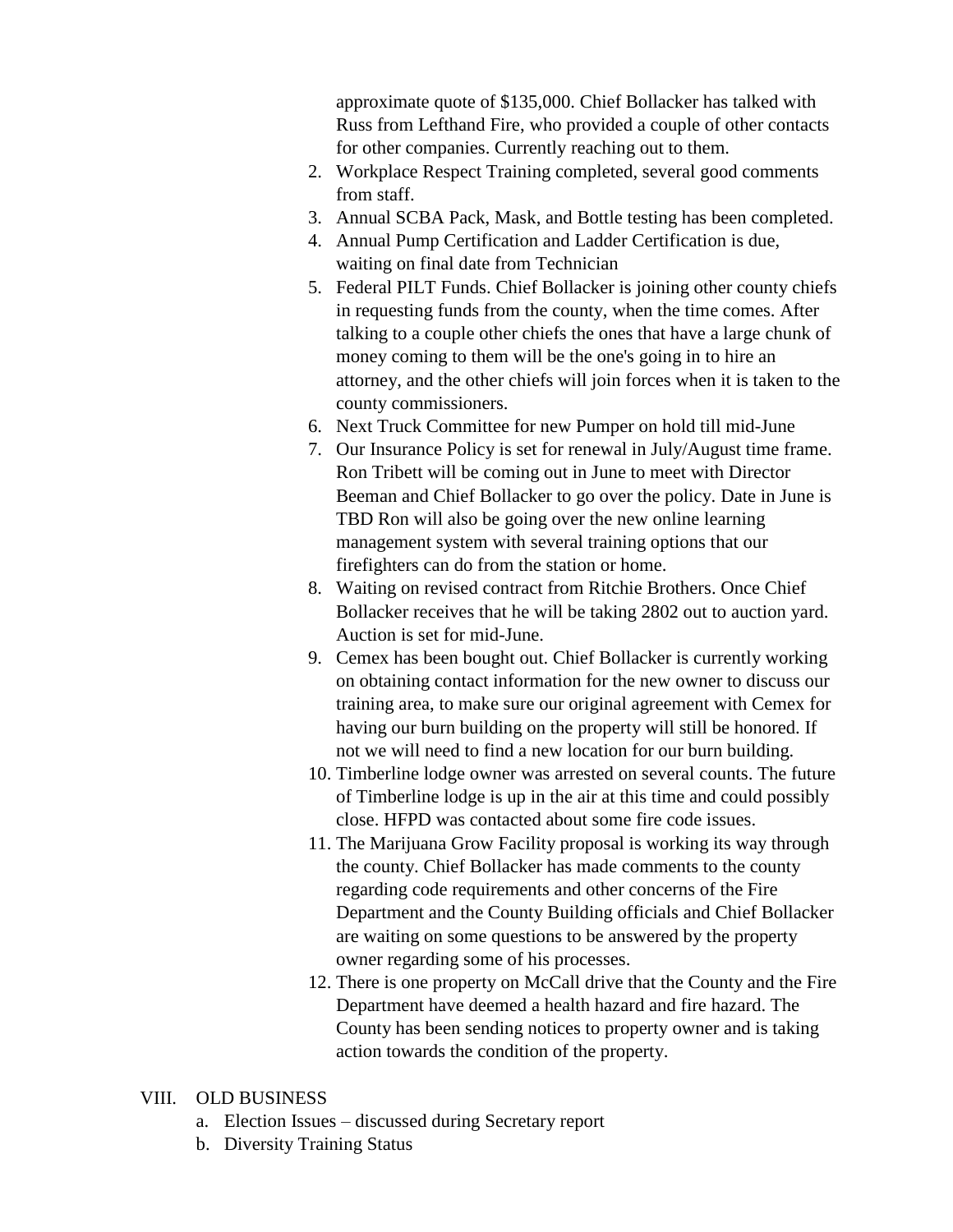approximate quote of $135,000. Chief Bollacker has talked with Russ from Lefthand Fire, who provided a couple of other contacts for other companies. Currently reaching out to them.

2. Workplace Respect Training completed, several good comments from staff.
3. Annual SCBA Pack, Mask, and Bottle testing has been completed.
4. Annual Pump Certification and Ladder Certification is due, waiting on final date from Technician
5. Federal PILT Funds. Chief Bollacker is joining other county chiefs in requesting funds from the county, when the time comes. After talking to a couple other chiefs the ones that have a large chunk of money coming to them will be the one's going in to hire an attorney, and the other chiefs will join forces when it is taken to the county commissioners.
6. Next Truck Committee for new Pumper on hold till mid-June
7. Our Insurance Policy is set for renewal in July/August time frame. Ron Tribett will be coming out in June to meet with Director Beeman and Chief Bollacker to go over the policy. Date in June is TBD Ron will also be going over the new online learning management system with several training options that our firefighters can do from the station or home.
8. Waiting on revised contract from Ritchie Brothers. Once Chief Bollacker receives that he will be taking 2802 out to auction yard. Auction is set for mid-June.
9. Cemex has been bought out. Chief Bollacker is currently working on obtaining contact information for the new owner to discuss our training area, to make sure our original agreement with Cemex for having our burn building on the property will still be honored. If not we will need to find a new location for our burn building.
10. Timberline lodge owner was arrested on several counts. The future of Timberline lodge is up in the air at this time and could possibly close. HFPD was contacted about some fire code issues.
11. The Marijuana Grow Facility proposal is working its way through the county. Chief Bollacker has made comments to the county regarding code requirements and other concerns of the Fire Department and the County Building officials and Chief Bollacker are waiting on some questions to be answered by the property owner regarding some of his processes.
12. There is one property on McCall drive that the County and the Fire Department have deemed a health hazard and fire hazard. The County has been sending notices to property owner and is taking action towards the condition of the property.

VIII. OLD BUSINESS

a. Election Issues – discussed during Secretary report
b. Diversity Training Status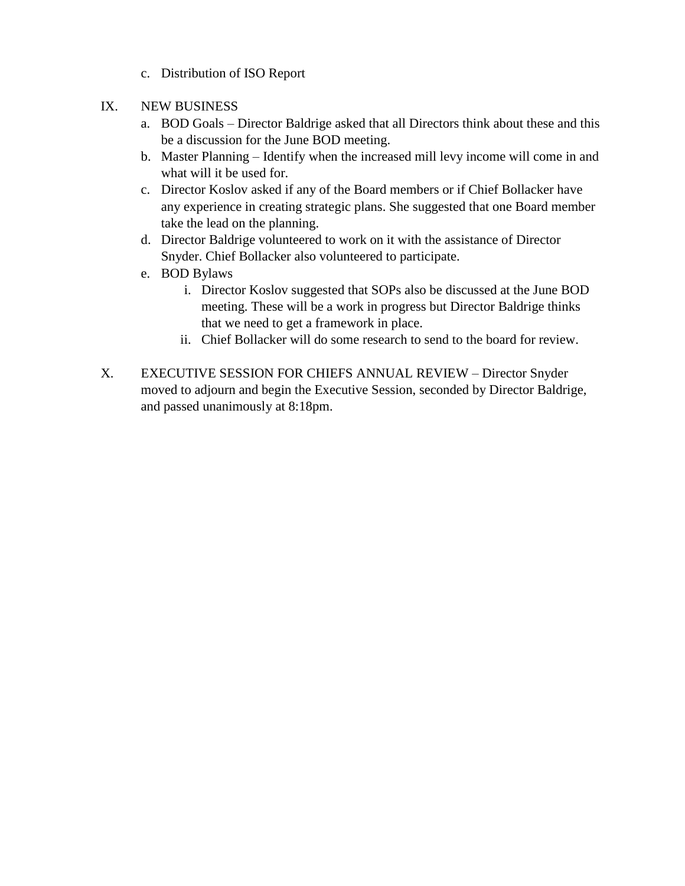c. Distribution of ISO Report

IX. NEW BUSINESS

a. BOD Goals – Director Baldrige asked that all Directors think about these and this be a discussion for the June BOD meeting.
b. Master Planning – Identify when the increased mill levy income will come in and what will it be used for.
c. Director Koslov asked if any of the Board members or if Chief Bollacker have any experience in creating strategic plans. She suggested that one Board member take the lead on the planning.
d. Director Baldrige volunteered to work on it with the assistance of Director Snyder. Chief Bollacker also volunteered to participate.
e. BOD Bylaws
    i. Director Koslov suggested that SOPs also be discussed at the June BOD meeting. These will be a work in progress but Director Baldrige thinks that we need to get a framework in place.
    ii. Chief Bollacker will do some research to send to the board for review.

X. EXECUTIVE SESSION FOR CHIEFS ANNUAL REVIEW – Director Snyder moved to adjourn and begin the Executive Session, seconded by Director Baldrige, and passed unanimously at 8:18pm.